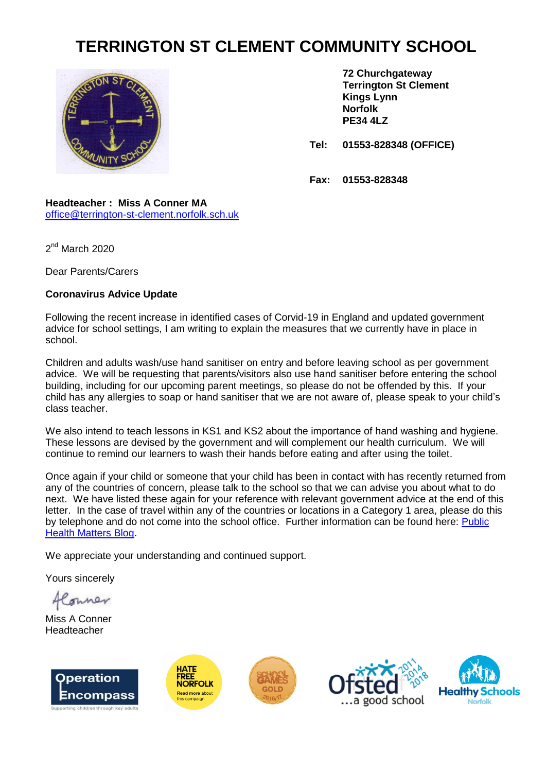# TERRINGTON ST CLEMENT COMMUNITY SCHOOL

**72 Churchgateway**
**Terrington St Clement**
**Kings Lynn**
**Norfolk**
**PE34 4LZ**

**Tel: 01553-828348 (OFFICE)**

**Fax: 01553-828348**

**Headteacher : Miss A Conner MA**
office@terrington-st-clement.norfolk.sch.uk

2nd March 2020

Dear Parents/Carers

**Coronavirus Advice Update**

Following the recent increase in identified cases of Corvid-19 in England and updated government advice for school settings, I am writing to explain the measures that we currently have in place in school.

Children and adults wash/use hand sanitiser on entry and before leaving school as per government advice. We will be requesting that parents/visitors also use hand sanitiser before entering the school building, including for our upcoming parent meetings, so please do not be offended by this. If your child has any allergies to soap or hand sanitiser that we are not aware of, please speak to your child's class teacher.

We also intend to teach lessons in KS1 and KS2 about the importance of hand washing and hygiene. These lessons are devised by the government and will complement our health curriculum. We will continue to remind our learners to wash their hands before eating and after using the toilet.

Once again if your child or someone that your child has been in contact with has recently returned from any of the countries of concern, please talk to the school so that we can advise you about what to do next. We have listed these again for your reference with relevant government advice at the end of this letter. In the case of travel within any of the countries or locations in a Category 1 area, please do this by telephone and do not come into the school office. Further information can be found here: Public Health Matters Blog.

We appreciate your understanding and continued support.

Yours sincerely

AConner

Miss A Conner
Headteacher

Operation Encompass — Supporting children through key adults

HATE FREE NORFOLK — Read more about this campaign

SCHOOL GAMES GOLD 2016/17

Ofsted 2011 2014 2018 ...a good school

Healthy Schools Norfolk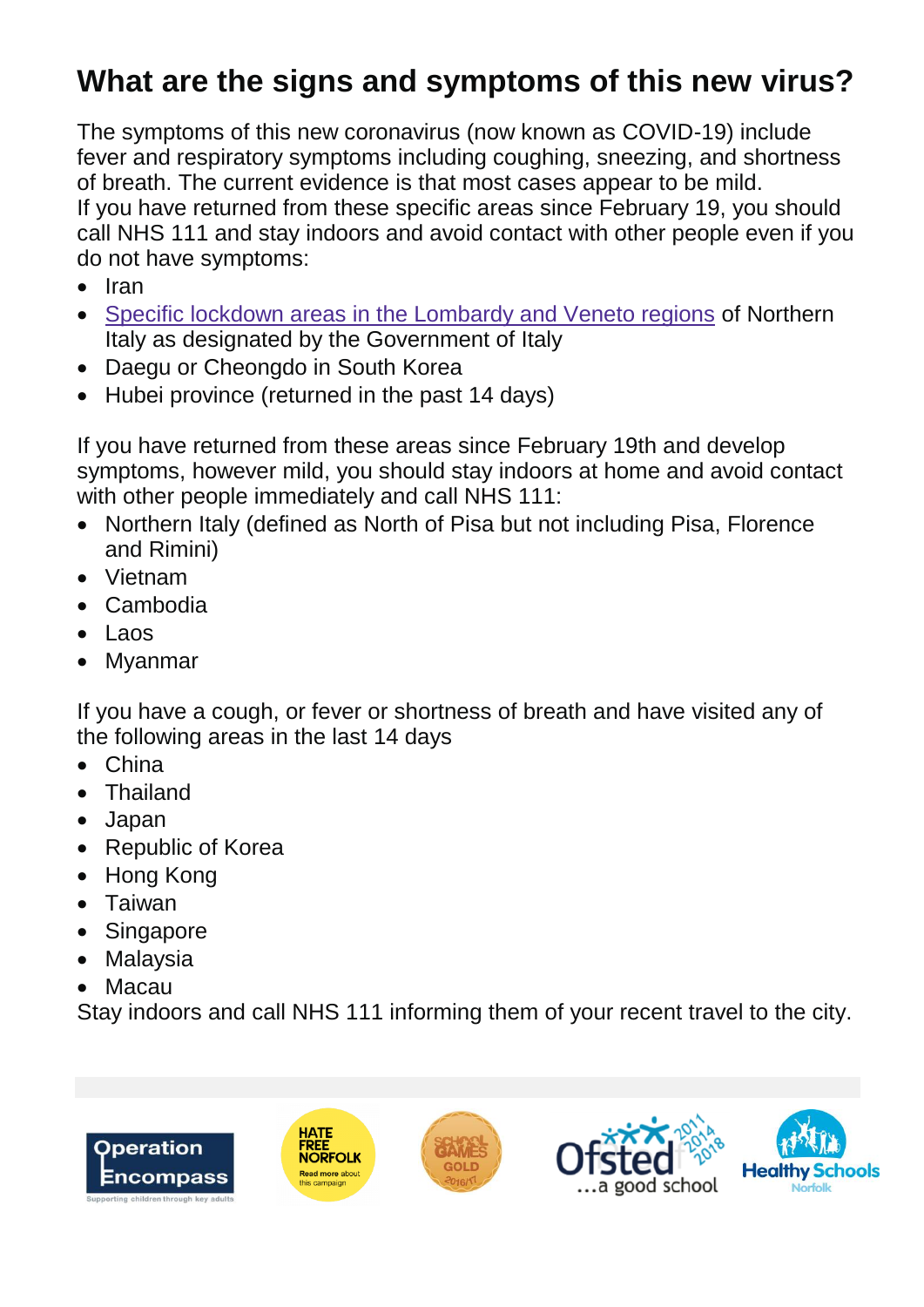## What are the signs and symptoms of this new virus?

The symptoms of this new coronavirus (now known as COVID-19) include fever and respiratory symptoms including coughing, sneezing, and shortness of breath. The current evidence is that most cases appear to be mild.
If you have returned from these specific areas since February 19, you should call NHS 111 and stay indoors and avoid contact with other people even if you do not have symptoms:

- Iran
- Specific lockdown areas in the Lombardy and Veneto regions of Northern Italy as designated by the Government of Italy
- Daegu or Cheongdo in South Korea
- Hubei province (returned in the past 14 days)

If you have returned from these areas since February 19th and develop symptoms, however mild, you should stay indoors at home and avoid contact with other people immediately and call NHS 111:

- Northern Italy (defined as North of Pisa but not including Pisa, Florence and Rimini)
- Vietnam
- Cambodia
- Laos
- Myanmar

If you have a cough, or fever or shortness of breath and have visited any of the following areas in the last 14 days

- China
- Thailand
- Japan
- Republic of Korea
- Hong Kong
- Taiwan
- Singapore
- Malaysia
- Macau

Stay indoors and call NHS 111 informing them of your recent travel to the city.